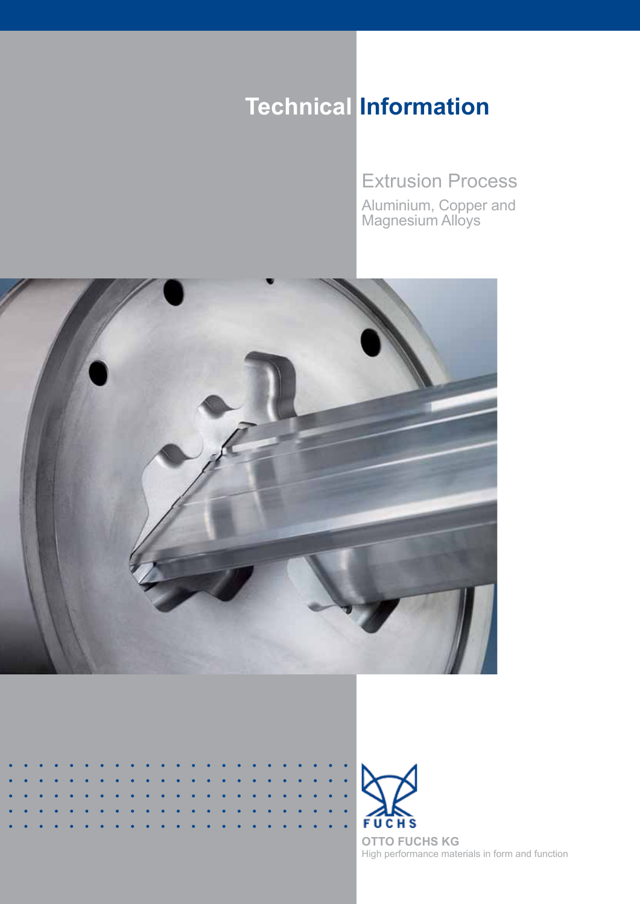# Technical Information

## Extrusion Process

### Aluminium, Copper and Magnesium Alloys

FUCHS

**OTTO FUCHS KG**

High performance materials in form and function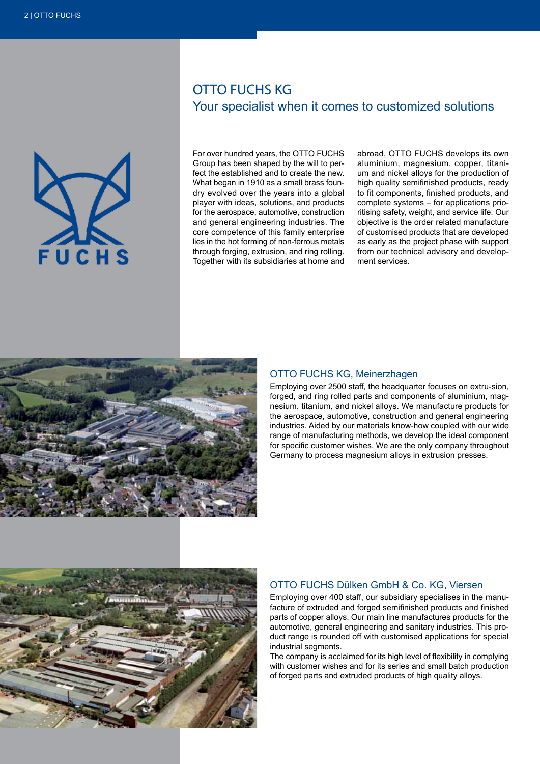# OTTO FUCHS KG

## Your specialist when it comes to customized solutions

For over hundred years, the OTTO FUCHS Group has been shaped by the will to perfect the established and to create the new. What began in 1910 as a small brass foundry evolved over the years into a global player with ideas, solutions, and products for the aerospace, automotive, construction and general engineering industries. The core competence of this family enterprise lies in the hot forming of non-ferrous metals through forging, extrusion, and ring rolling. Together with its subsidiaries at home and abroad, OTTO FUCHS develops its own aluminium, magnesium, copper, titanium and nickel alloys for the production of high quality semifinished products, ready to fit components, finished products, and complete systems – for applications prioritising safety, weight, and service life. Our objective is the order related manufacture of customised products that are developed as early as the project phase with support from our technical advisory and development services.

### OTTO FUCHS KG, Meinerzhagen

Employing over 2500 staff, the headquarter focuses on extru-sion, forged, and ring rolled parts and components of aluminium, magnesium, titanium, and nickel alloys. We manufacture products for the aerospace, automotive, construction and general engineering industries. Aided by our materials know-how coupled with our wide range of manufacturing methods, we develop the ideal component for specific customer wishes. We are the only company throughout Germany to process magnesium alloys in extrusion presses.

### OTTO FUCHS Dülken GmbH & Co. KG, Viersen

Employing over 400 staff, our subsidiary specialises in the manufacture of extruded and forged semifinished products and finished parts of copper alloys. Our main line manufactures products for the automotive, general engineering and sanitary industries. This product range is rounded off with customised applications for special industrial segments.

The company is acclaimed for its high level of flexibility in complying with customer wishes and for its series and small batch production of forged parts and extruded products of high quality alloys.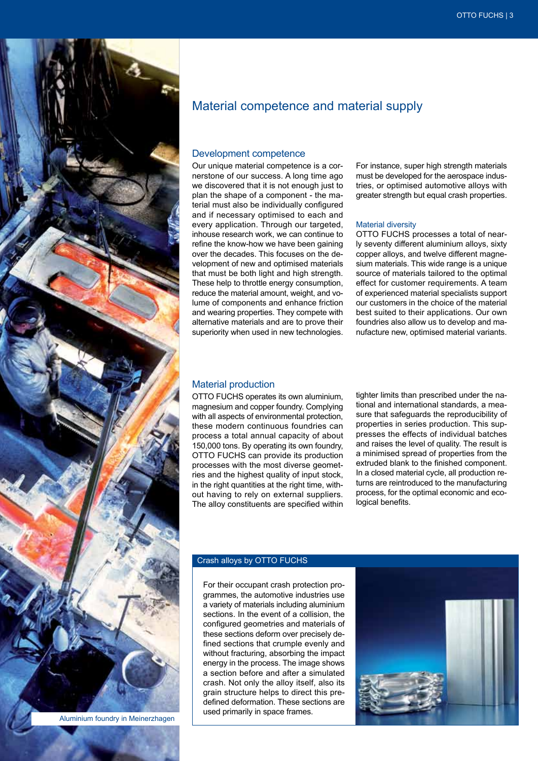# Material competence and material supply

## Development competence

Our unique material competence is a cornerstone of our success. A long time ago we discovered that it is not enough just to plan the shape of a component - the material must also be individually configured and if necessary optimised to each and every application. Through our targeted, inhouse research work, we can continue to refine the know-how we have been gaining over the decades. This focuses on the development of new and optimised materials that must be both light and high strength. These help to throttle energy consumption, reduce the material amount, weight, and volume of components and enhance friction and wearing properties. They compete with alternative materials and are to prove their superiority when used in new technologies. For instance, super high strength materials must be developed for the aerospace industries, or optimised automotive alloys with greater strength but equal crash properties.

### Material diversity

OTTO FUCHS processes a total of nearly seventy different aluminium alloys, sixty copper alloys, and twelve different magnesium materials. This wide range is a unique source of materials tailored to the optimal effect for customer requirements. A team of experienced material specialists support our customers in the choice of the material best suited to their applications. Our own foundries also allow us to develop and manufacture new, optimised material variants.

## Material production

OTTO FUCHS operates its own aluminium, magnesium and copper foundry. Complying with all aspects of environmental protection, these modern continuous foundries can process a total annual capacity of about 150,000 tons. By operating its own foundry, OTTO FUCHS can provide its production processes with the most diverse geometries and the highest quality of input stock, in the right quantities at the right time, without having to rely on external suppliers. The alloy constituents are specified within tighter limits than prescribed under the national and international standards, a measure that safeguards the reproducibility of properties in series production. This suppresses the effects of individual batches and raises the level of quality. The result is a minimised spread of properties from the extruded blank to the finished component. In a closed material cycle, all production returns are reintroduced to the manufacturing process, for the optimal economic and ecological benefits.

Aluminium foundry in Meinerzhagen

### Crash alloys by OTTO FUCHS

For their occupant crash protection programmes, the automotive industries use a variety of materials including aluminium sections. In the event of a collision, the configured geometries and materials of these sections deform over precisely defined sections that crumple evenly and without fracturing, absorbing the impact energy in the process. The image shows a section before and after a simulated crash. Not only the alloy itself, also its grain structure helps to direct this predefined deformation. These sections are used primarily in space frames.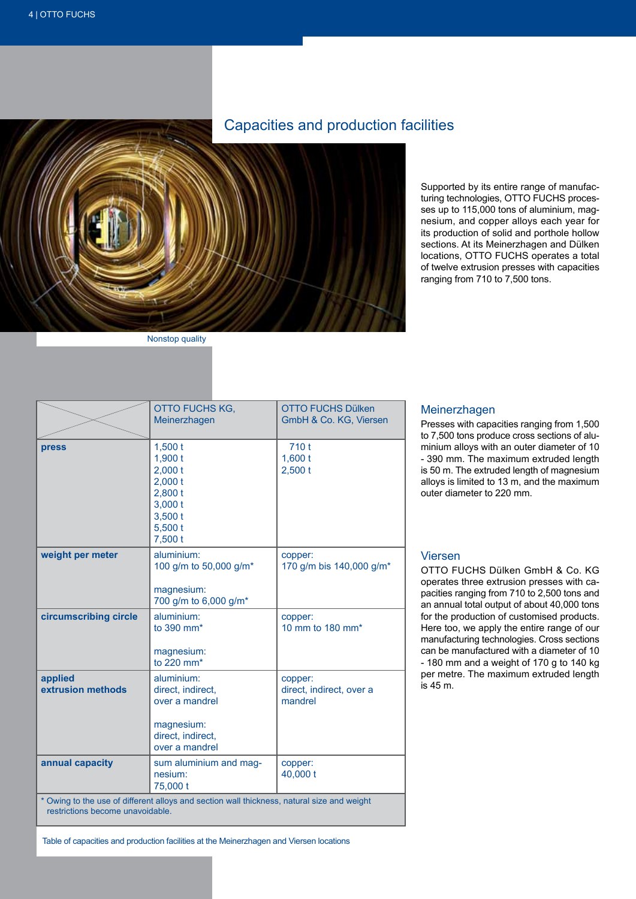## Capacities and production facilities

Nonstop quality

Supported by its entire range of manufacturing technologies, OTTO FUCHS processes up to 115,000 tons of aluminium, magnesium, and copper alloys each year for its production of solid and porthole hollow sections. At its Meinerzhagen and Dülken locations, OTTO FUCHS operates a total of twelve extrusion presses with capacities ranging from 710 to 7,500 tons.

| | OTTO FUCHS KG, Meinerzhagen | OTTO FUCHS Dülken GmbH & Co. KG, Viersen |
|---|---|---|
| **press** | 1,500 t<br>1,900 t<br>2,000 t<br>2,000 t<br>2,800 t<br>3,000 t<br>3,500 t<br>5,500 t<br>7,500 t | 710 t<br>1,600 t<br>2,500 t |
| **weight per meter** | aluminium:<br>100 g/m to 50,000 g/m*<br><br>magnesium:<br>700 g/m to 6,000 g/m* | copper:<br>170 g/m bis 140,000 g/m* |
| **circumscribing circle** | aluminium:<br>to 390 mm*<br><br>magnesium:<br>to 220 mm* | copper:<br>10 mm to 180 mm* |
| **applied extrusion methods** | aluminium:<br>direct, indirect, over a mandrel<br><br>magnesium:<br>direct, indirect, over a mandrel | copper:<br>direct, indirect, over a mandrel |
| **annual capacity** | sum aluminium and magnesium:<br>75,000 t | copper:<br>40,000 t |

\* Owing to the use of different alloys and section wall thickness, natural size and weight restrictions become unavoidable.

Table of capacities and production facilities at the Meinerzhagen and Viersen locations

### Meinerzhagen

Presses with capacities ranging from 1,500 to 7,500 tons produce cross sections of aluminium alloys with an outer diameter of 10 - 390 mm. The maximum extruded length is 50 m. The extruded length of magnesium alloys is limited to 13 m, and the maximum outer diameter to 220 mm.

### Viersen

OTTO FUCHS Dülken GmbH & Co. KG operates three extrusion presses with capacities ranging from 710 to 2,500 tons and an annual total output of about 40,000 tons for the production of customised products. Here too, we apply the entire range of our manufacturing technologies. Cross sections can be manufactured with a diameter of 10 - 180 mm and a weight of 170 g to 140 kg per metre. The maximum extruded length is 45 m.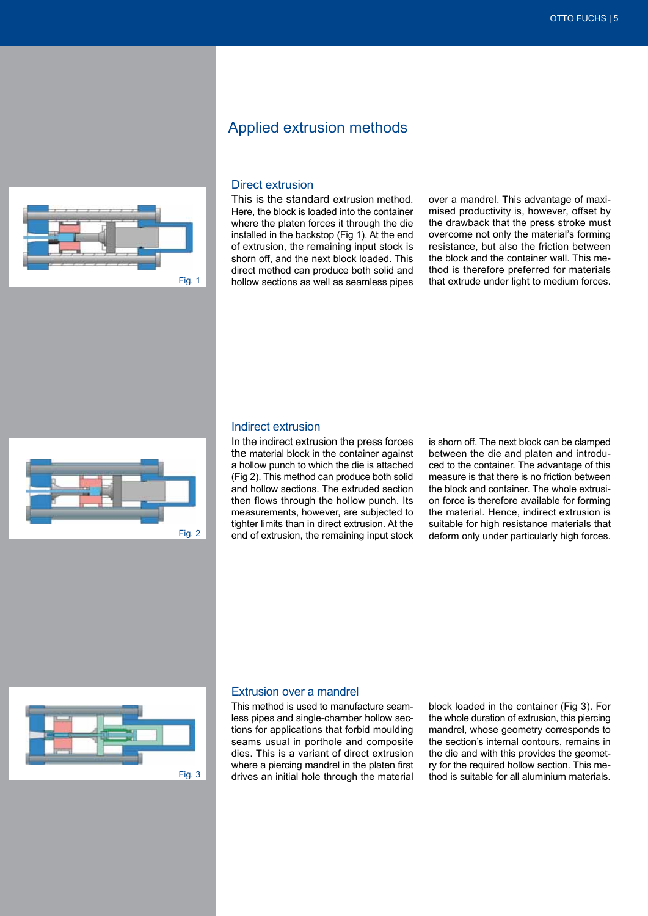## Applied extrusion methods

### Direct extrusion

This is the standard extrusion method. Here, the block is loaded into the container where the platen forces it through the die installed in the backstop (Fig 1). At the end of extrusion, the remaining input stock is shorn off, and the next block loaded. This direct method can produce both solid and hollow sections as well as seamless pipes over a mandrel. This advantage of maximised productivity is, however, offset by the drawback that the press stroke must overcome not only the material's forming resistance, but also the friction between the block and the container wall. This method is therefore preferred for materials that extrude under light to medium forces.

Fig. 1

### Indirect extrusion

In the indirect extrusion the press forces the material block in the container against a hollow punch to which the die is attached (Fig 2). This method can produce both solid and hollow sections. The extruded section then flows through the hollow punch. Its measurements, however, are subjected to tighter limits than in direct extrusion. At the end of extrusion, the remaining input stock is shorn off. The next block can be clamped between the die and platen and introduced to the container. The advantage of this measure is that there is no friction between the block and container. The whole extrusion force is therefore available for forming the material. Hence, indirect extrusion is suitable for high resistance materials that deform only under particularly high forces.

Fig. 2

### Extrusion over a mandrel

This method is used to manufacture seamless pipes and single-chamber hollow sections for applications that forbid moulding seams usual in porthole and composite dies. This is a variant of direct extrusion where a piercing mandrel in the platen first drives an initial hole through the material block loaded in the container (Fig 3). For the whole duration of extrusion, this piercing mandrel, whose geometry corresponds to the section's internal contours, remains in the die and with this provides the geometry for the required hollow section. This method is suitable for all aluminium materials.

Fig. 3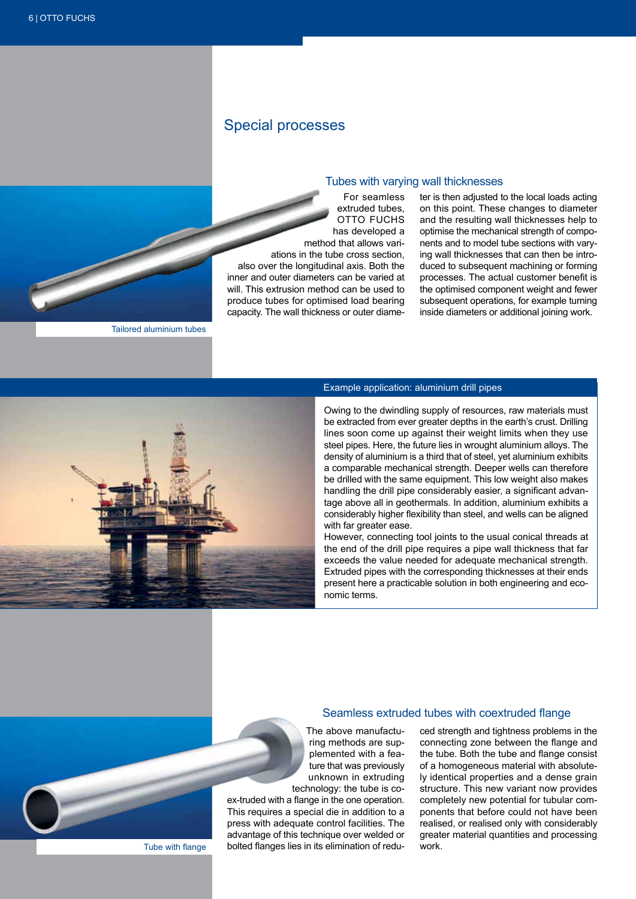# Special processes

## Tubes with varying wall thicknesses

For seamless extruded tubes, OTTO FUCHS has developed a method that allows variations in the tube cross section, also over the longitudinal axis. Both the inner and outer diameters can be varied at will. This extrusion method can be used to produce tubes for optimised load bearing capacity. The wall thickness or outer diameter is then adjusted to the local loads acting on this point. These changes to diameter and the resulting wall thicknesses help to optimise the mechanical strength of components and to model tube sections with varying wall thicknesses that can then be introduced to subsequent machining or forming processes. The actual customer benefit is the optimised component weight and fewer subsequent operations, for example turning inside diameters or additional joining work.

Tailored aluminium tubes

### Example application: aluminium drill pipes

Owing to the dwindling supply of resources, raw materials must be extracted from ever greater depths in the earth's crust. Drilling lines soon come up against their weight limits when they use steel pipes. Here, the future lies in wrought aluminium alloys. The density of aluminium is a third that of steel, yet aluminium exhibits a comparable mechanical strength. Deeper wells can therefore be drilled with the same equipment. This low weight also makes handling the drill pipe considerably easier, a significant advantage above all in geothermals. In addition, aluminium exhibits a considerably higher flexibility than steel, and wells can be aligned with far greater ease.

However, connecting tool joints to the usual conical threads at the end of the drill pipe requires a pipe wall thickness that far exceeds the value needed for adequate mechanical strength. Extruded pipes with the corresponding thicknesses at their ends present here a practicable solution in both engineering and economic terms.

## Seamless extruded tubes with coextruded flange

The above manufacturing methods are supplemented with a feature that was previously unknown in extruding technology: the tube is coex-truded with a flange in the one operation. This requires a special die in addition to a press with adequate control facilities. The advantage of this technique over welded or bolted flanges lies in its elimination of reduced strength and tightness problems in the connecting zone between the flange and the tube. Both the tube and flange consist of a homogeneous material with absolutely identical properties and a dense grain structure. This new variant now provides completely new potential for tubular components that before could not have been realised, or realised only with considerably greater material quantities and processing work.

Tube with flange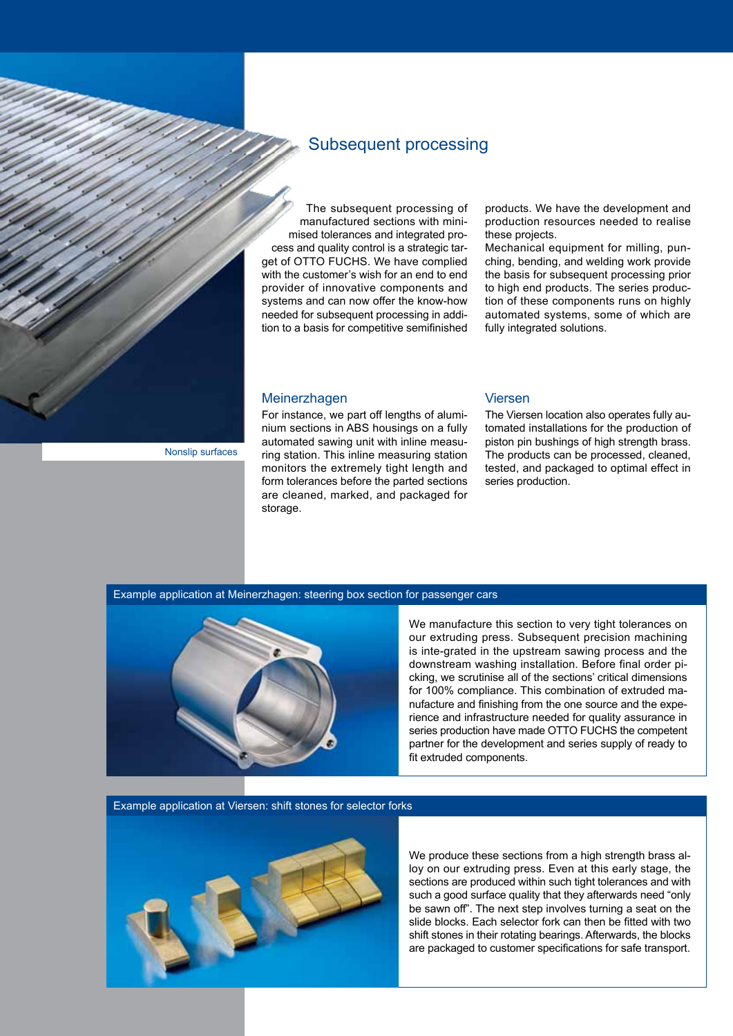## Subsequent processing

The subsequent processing of manufactured sections with minimised tolerances and integrated process and quality control is a strategic target of OTTO FUCHS. We have complied with the customer's wish for an end to end provider of innovative components and systems and can now offer the know-how needed for subsequent processing in addition to a basis for competitive semifinished products. We have the development and production resources needed to realise these projects.

Mechanical equipment for milling, punching, bending, and welding work provide the basis for subsequent processing prior to high end products. The series production of these components runs on highly automated systems, some of which are fully integrated solutions.

Nonslip surfaces

### Meinerzhagen

For instance, we part off lengths of aluminium sections in ABS housings on a fully automated sawing unit with inline measuring station. This inline measuring station monitors the extremely tight length and form tolerances before the parted sections are cleaned, marked, and packaged for storage.

### Viersen

The Viersen location also operates fully automated installations for the production of piston pin bushings of high strength brass. The products can be processed, cleaned, tested, and packaged to optimal effect in series production.

### Example application at Meinerzhagen: steering box section for passenger cars

We manufacture this section to very tight tolerances on our extruding press. Subsequent precision machining is inte-grated in the upstream sawing process and the downstream washing installation. Before final order picking, we scrutinise all of the sections' critical dimensions for 100% compliance. This combination of extruded manufacture and finishing from the one source and the experience and infrastructure needed for quality assurance in series production have made OTTO FUCHS the competent partner for the development and series supply of ready to fit extruded components.

### Example application at Viersen: shift stones for selector forks

We produce these sections from a high strength brass alloy on our extruding press. Even at this early stage, the sections are produced within such tight tolerances and with such a good surface quality that they afterwards need "only be sawn off". The next step involves turning a seat on the slide blocks. Each selector fork can then be fitted with two shift stones in their rotating bearings. Afterwards, the blocks are packaged to customer specifications for safe transport.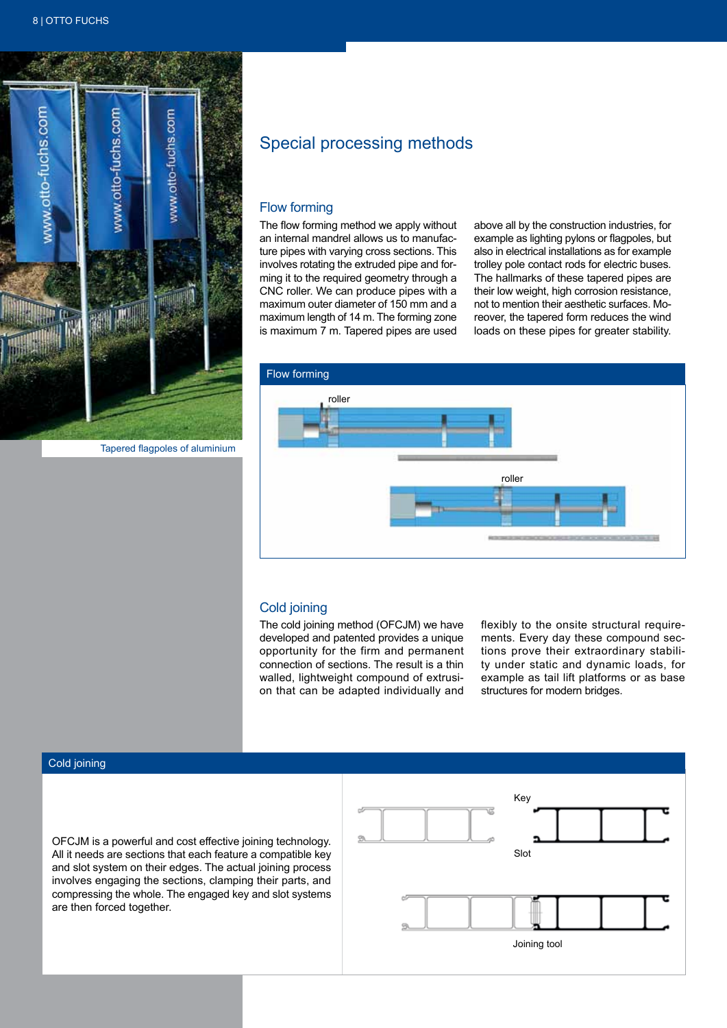Tapered flagpoles of aluminium

# Special processing methods

## Flow forming

The flow forming method we apply without an internal mandrel allows us to manufacture pipes with varying cross sections. This involves rotating the extruded pipe and forming it to the required geometry through a CNC roller. We can produce pipes with a maximum outer diameter of 150 mm and a maximum length of 14 m. The forming zone is maximum 7 m. Tapered pipes are used above all by the construction industries, for example as lighting pylons or flagpoles, but also in electrical installations as for example trolley pole contact rods for electric buses. The hallmarks of these tapered pipes are their low weight, high corrosion resistance, not to mention their aesthetic surfaces. Moreover, the tapered form reduces the wind loads on these pipes for greater stability.

**Flow forming**

roller

roller

## Cold joining

The cold joining method (OFCJM) we have developed and patented provides a unique opportunity for the firm and permanent connection of sections. The result is a thin walled, lightweight compound of extrusion that can be adapted individually and flexibly to the onsite structural requirements. Every day these compound sections prove their extraordinary stability under static and dynamic loads, for example as tail lift platforms or as base structures for modern bridges.

**Cold joining**

OFCJM is a powerful and cost effective joining technology. All it needs are sections that each feature a compatible key and slot system on their edges. The actual joining process involves engaging the sections, clamping their parts, and compressing the whole. The engaged key and slot systems are then forced together.

Key

Slot

Joining tool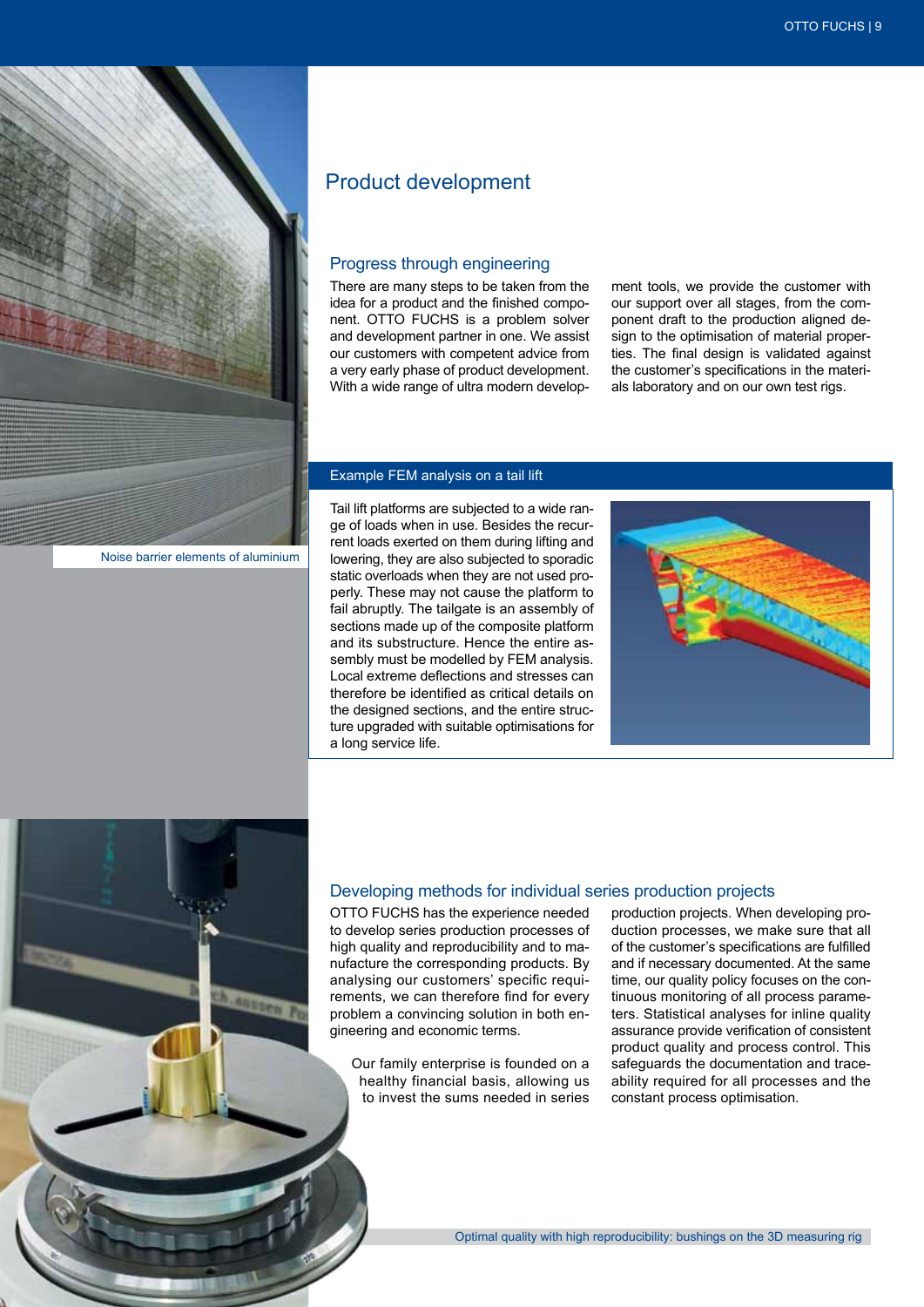# Product development

## Progress through engineering

There are many steps to be taken from the idea for a product and the finished component. OTTO FUCHS is a problem solver and development partner in one. We assist our customers with competent advice from a very early phase of product development. With a wide range of ultra modern development tools, we provide the customer with our support over all stages, from the component draft to the production aligned design to the optimisation of material properties. The final design is validated against the customer's specifications in the materials laboratory and on our own test rigs.

Noise barrier elements of aluminium

### Example FEM analysis on a tail lift

Tail lift platforms are subjected to a wide range of loads when in use. Besides the recurrent loads exerted on them during lifting and lowering, they are also subjected to sporadic static overloads when they are not used properly. These may not cause the platform to fail abruptly. The tailgate is an assembly of sections made up of the composite platform and its substructure. Hence the entire assembly must be modelled by FEM analysis. Local extreme deflections and stresses can therefore be identified as critical details on the designed sections, and the entire structure upgraded with suitable optimisations for a long service life.

## Developing methods for individual series production projects

OTTO FUCHS has the experience needed to develop series production processes of high quality and reproducibility and to manufacture the corresponding products. By analysing our customers' specific requirements, we can therefore find for every problem a convincing solution in both engineering and economic terms.

Our family enterprise is founded on a healthy financial basis, allowing us to invest the sums needed in series production projects. When developing production processes, we make sure that all of the customer's specifications are fulfilled and if necessary documented. At the same time, our quality policy focuses on the continuous monitoring of all process parameters. Statistical analyses for inline quality assurance provide verification of consistent product quality and process control. This safeguards the documentation and traceability required for all processes and the constant process optimisation.

Optimal quality with high reproducibility: bushings on the 3D measuring rig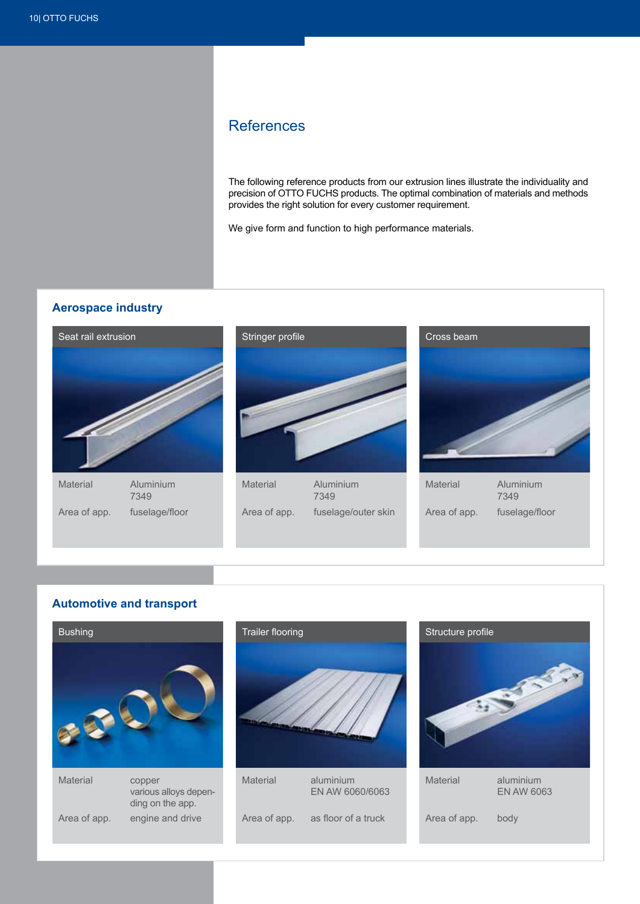# References

The following reference products from our extrusion lines illustrate the individuality and precision of OTTO FUCHS products. The optimal combination of materials and methods provides the right solution for every customer requirement.

We give form and function to high performance materials.

## Aerospace industry

### Seat rail extrusion

| | |
|---|---|
| Material | Aluminium 7349 |
| Area of app. | fuselage/floor |

### Stringer profile

| | |
|---|---|
| Material | Aluminium 7349 |
| Area of app. | fuselage/outer skin |

### Cross beam

| | |
|---|---|
| Material | Aluminium 7349 |
| Area of app. | fuselage/floor |

## Automotive and transport

### Bushing

| | |
|---|---|
| Material | copper various alloys depending on the app. |
| Area of app. | engine and drive |

### Trailer flooring

| | |
|---|---|
| Material | aluminium EN AW 6060/6063 |
| Area of app. | as floor of a truck |

### Structure profile

| | |
|---|---|
| Material | aluminium EN AW 6063 |
| Area of app. | body |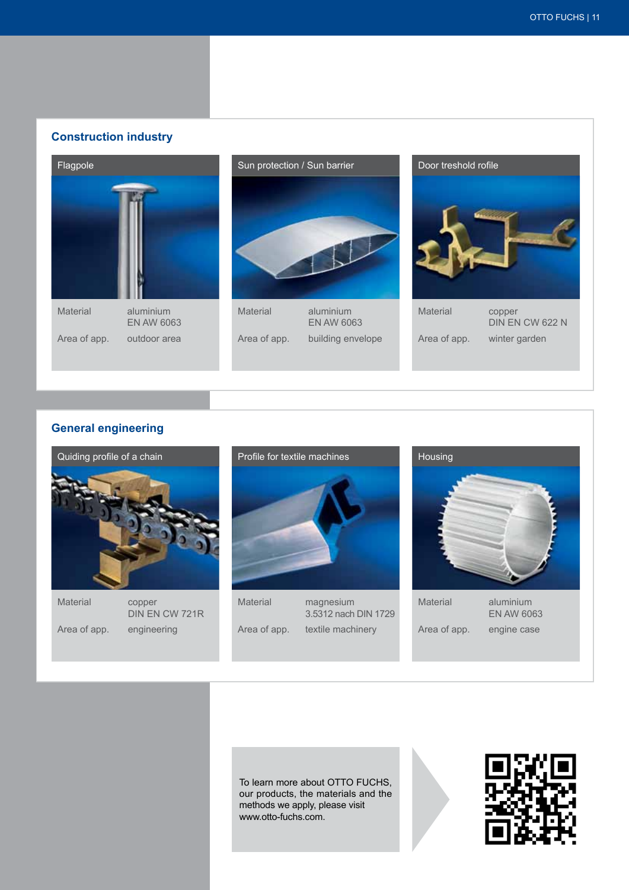## Construction industry

### Flagpole

| Material | aluminium<br>EN AW 6063 |
|---|---|
| Area of app. | outdoor area |

### Sun protection / Sun barrier

| Material | aluminium<br>EN AW 6063 |
|---|---|
| Area of app. | building envelope |

### Door treshold rofile

| Material | copper<br>DIN EN CW 622 N |
|---|---|
| Area of app. | winter garden |

## General engineering

### Quiding profile of a chain

| Material | copper<br>DIN EN CW 721R |
|---|---|
| Area of app. | engineering |

### Profile for textile machines

| Material | magnesium<br>3.5312 nach DIN 1729 |
|---|---|
| Area of app. | textile machinery |

### Housing

| Material | aluminium<br>EN AW 6063 |
|---|---|
| Area of app. | engine case |

To learn more about OTTO FUCHS, our products, the materials and the methods we apply, please visit www.otto-fuchs.com.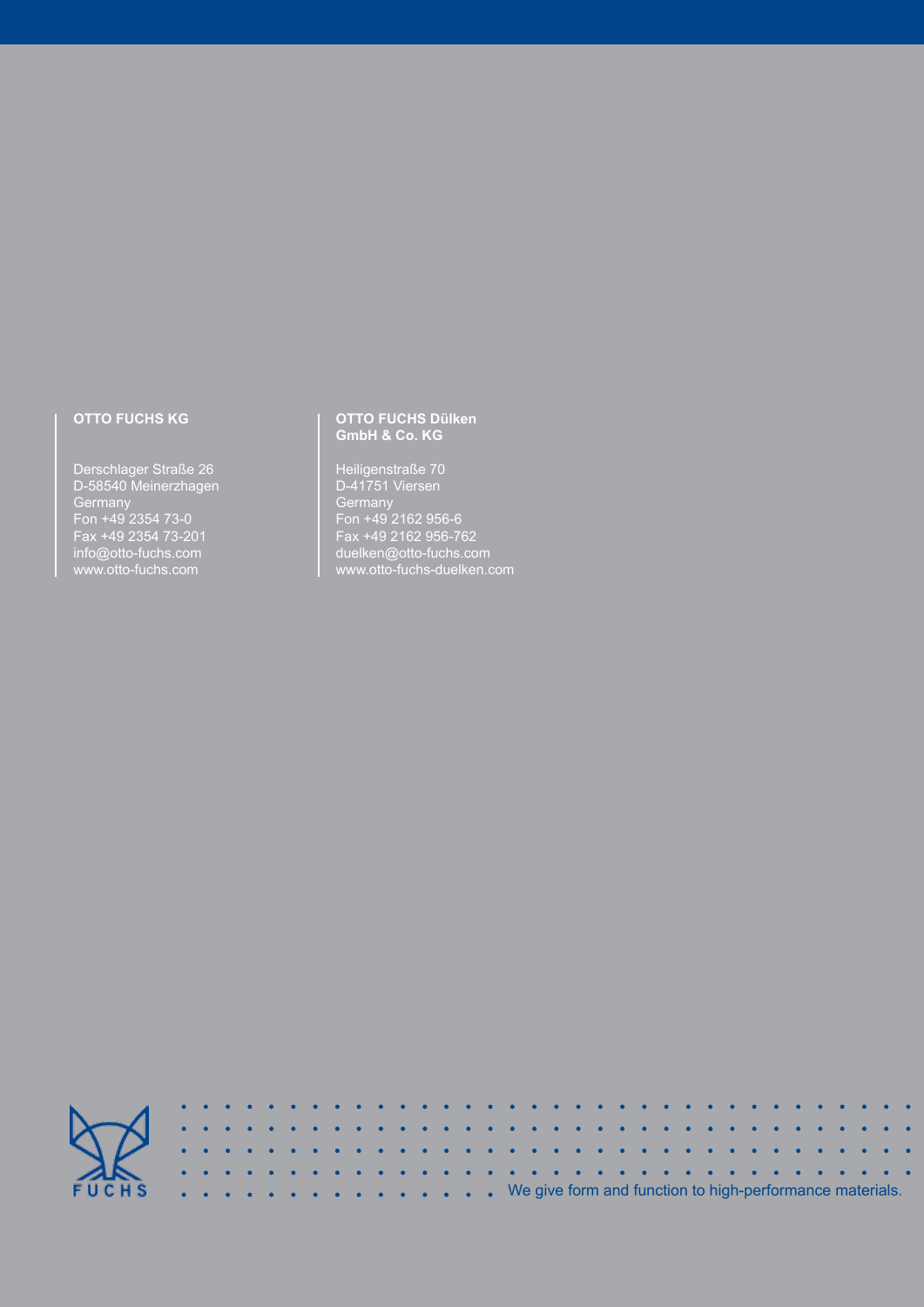**OTTO FUCHS KG**

Derschlager Straße 26
D-58540 Meinerzhagen
Germany
Fon +49 2354 73-0
Fax +49 2354 73-201
info@otto-fuchs.com
www.otto-fuchs.com

**OTTO FUCHS Dülken GmbH & Co. KG**

Heiligenstraße 70
D-41751 Viersen
Germany
Fon +49 2162 956-6
Fax +49 2162 956-762
duelken@otto-fuchs.com
www.otto-fuchs-duelken.com

FUCHS

We give form and function to high-performance materials.